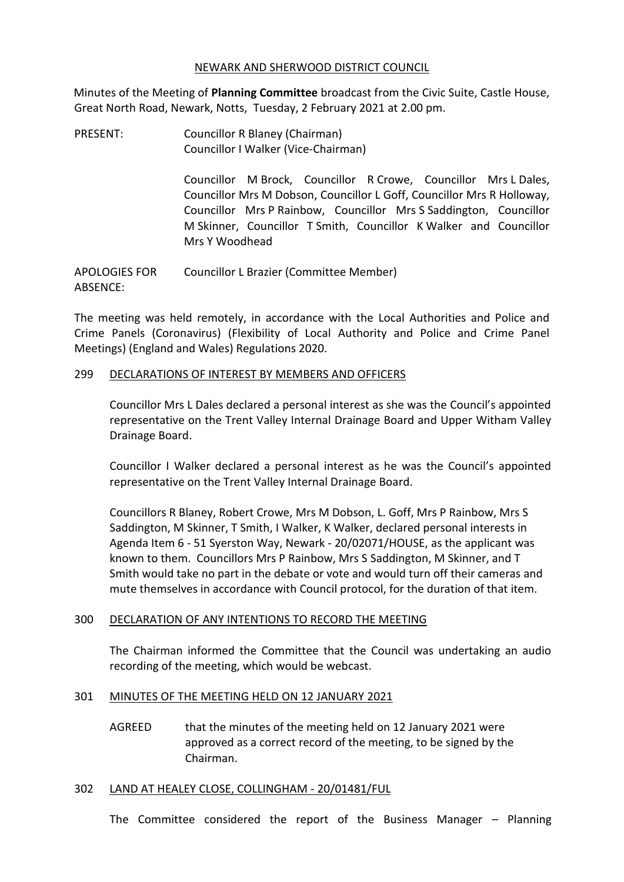NEWARK AND SHERWOOD DISTRICT COUNCIL

Minutes of the Meeting of **Planning Committee** broadcast from the Civic Suite, Castle House, Great North Road, Newark, Notts, Tuesday, 2 February 2021 at 2.00 pm.

PRESENT: Councillor R Blaney (Chairman)
Councillor I Walker (Vice-Chairman)

Councillor M Brock, Councillor R Crowe, Councillor Mrs L Dales, Councillor Mrs M Dobson, Councillor L Goff, Councillor Mrs R Holloway, Councillor Mrs P Rainbow, Councillor Mrs S Saddington, Councillor M Skinner, Councillor T Smith, Councillor K Walker and Councillor Mrs Y Woodhead

APOLOGIES FOR ABSENCE: Councillor L Brazier (Committee Member)

The meeting was held remotely, in accordance with the Local Authorities and Police and Crime Panels (Coronavirus) (Flexibility of Local Authority and Police and Crime Panel Meetings) (England and Wales) Regulations 2020.

## 299 DECLARATIONS OF INTEREST BY MEMBERS AND OFFICERS

Councillor Mrs L Dales declared a personal interest as she was the Council's appointed representative on the Trent Valley Internal Drainage Board and Upper Witham Valley Drainage Board.

Councillor I Walker declared a personal interest as he was the Council's appointed representative on the Trent Valley Internal Drainage Board.

Councillors R Blaney, Robert Crowe, Mrs M Dobson, L. Goff, Mrs P Rainbow, Mrs S Saddington, M Skinner, T Smith, I Walker, K Walker, declared personal interests in Agenda Item 6 - 51 Syerston Way, Newark - 20/02071/HOUSE, as the applicant was known to them. Councillors Mrs P Rainbow, Mrs S Saddington, M Skinner, and T Smith would take no part in the debate or vote and would turn off their cameras and mute themselves in accordance with Council protocol, for the duration of that item.

## 300 DECLARATION OF ANY INTENTIONS TO RECORD THE MEETING

The Chairman informed the Committee that the Council was undertaking an audio recording of the meeting, which would be webcast.

## 301 MINUTES OF THE MEETING HELD ON 12 JANUARY 2021

AGREED that the minutes of the meeting held on 12 January 2021 were approved as a correct record of the meeting, to be signed by the Chairman.

## 302 LAND AT HEALEY CLOSE, COLLINGHAM - 20/01481/FUL

The Committee considered the report of the Business Manager – Planning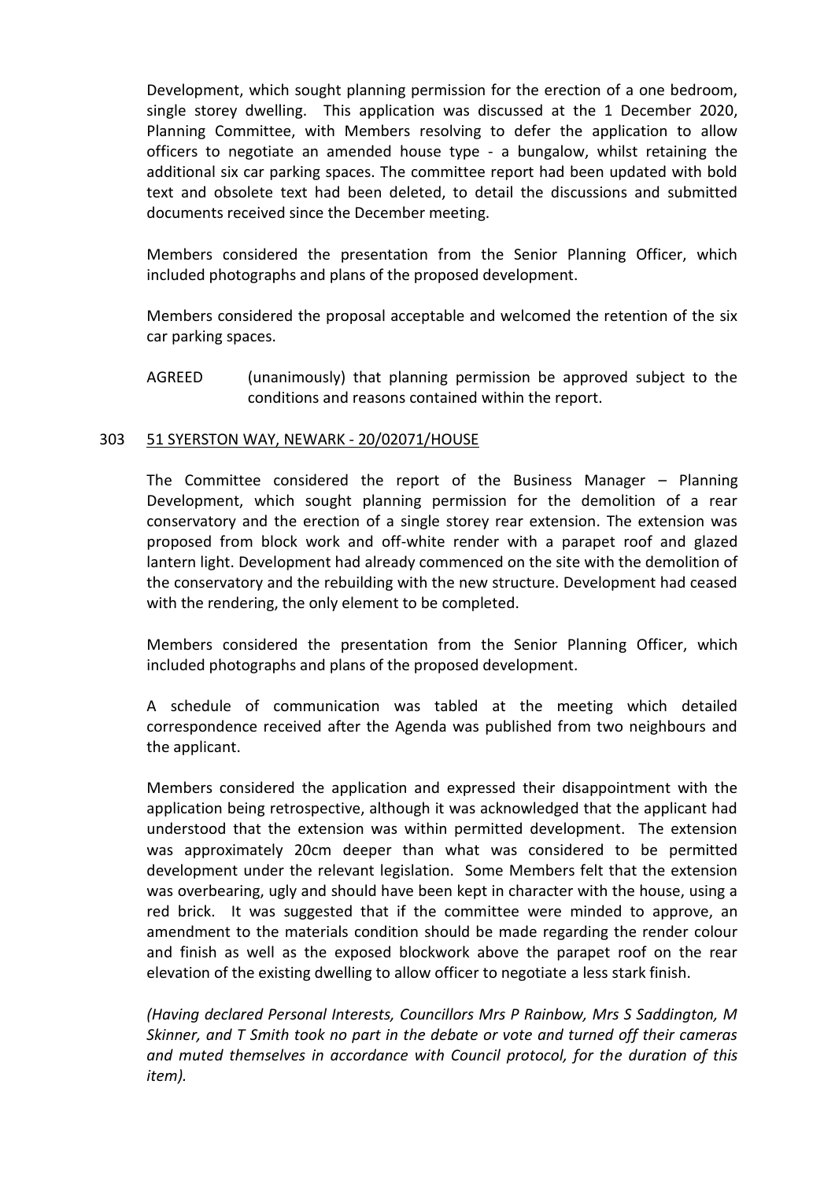Development, which sought planning permission for the erection of a one bedroom, single storey dwelling. This application was discussed at the 1 December 2020, Planning Committee, with Members resolving to defer the application to allow officers to negotiate an amended house type - a bungalow, whilst retaining the additional six car parking spaces. The committee report had been updated with bold text and obsolete text had been deleted, to detail the discussions and submitted documents received since the December meeting.

Members considered the presentation from the Senior Planning Officer, which included photographs and plans of the proposed development.

Members considered the proposal acceptable and welcomed the retention of the six car parking spaces.

AGREED (unanimously) that planning permission be approved subject to the conditions and reasons contained within the report.

303 51 SYERSTON WAY, NEWARK - 20/02071/HOUSE

The Committee considered the report of the Business Manager – Planning Development, which sought planning permission for the demolition of a rear conservatory and the erection of a single storey rear extension. The extension was proposed from block work and off-white render with a parapet roof and glazed lantern light. Development had already commenced on the site with the demolition of the conservatory and the rebuilding with the new structure. Development had ceased with the rendering, the only element to be completed.

Members considered the presentation from the Senior Planning Officer, which included photographs and plans of the proposed development.

A schedule of communication was tabled at the meeting which detailed correspondence received after the Agenda was published from two neighbours and the applicant.

Members considered the application and expressed their disappointment with the application being retrospective, although it was acknowledged that the applicant had understood that the extension was within permitted development. The extension was approximately 20cm deeper than what was considered to be permitted development under the relevant legislation. Some Members felt that the extension was overbearing, ugly and should have been kept in character with the house, using a red brick. It was suggested that if the committee were minded to approve, an amendment to the materials condition should be made regarding the render colour and finish as well as the exposed blockwork above the parapet roof on the rear elevation of the existing dwelling to allow officer to negotiate a less stark finish.

*(Having declared Personal Interests, Councillors Mrs P Rainbow, Mrs S Saddington, M Skinner, and T Smith took no part in the debate or vote and turned off their cameras and muted themselves in accordance with Council protocol, for the duration of this item).*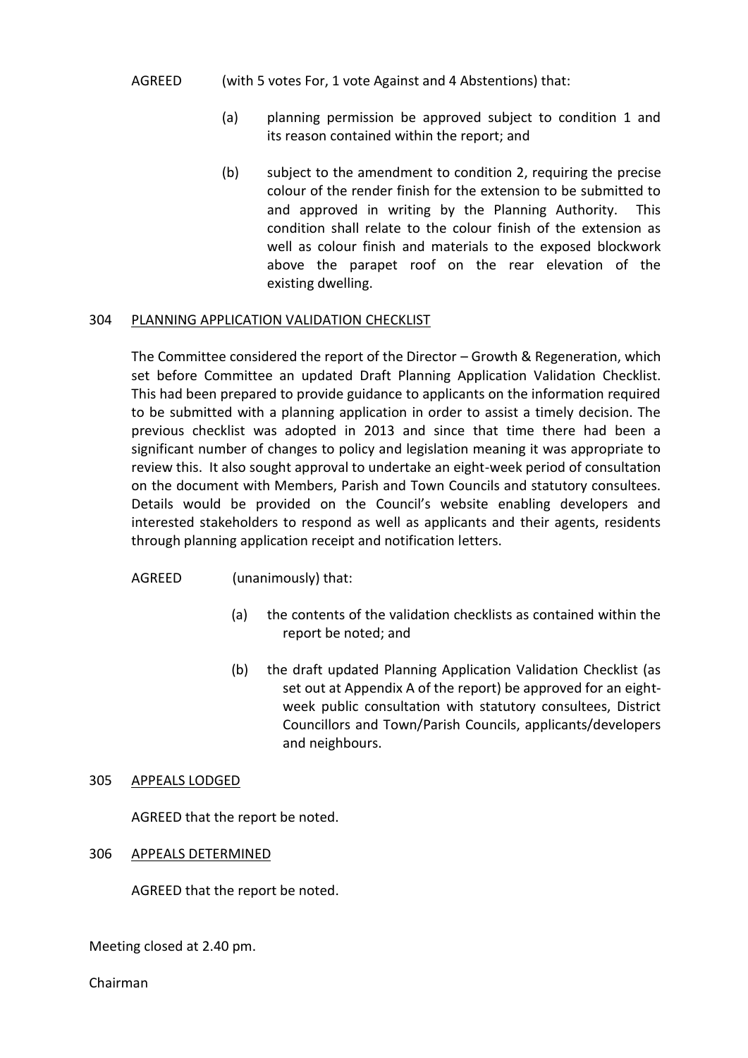AGREED (with 5 votes For, 1 vote Against and 4 Abstentions) that:

(a) planning permission be approved subject to condition 1 and its reason contained within the report; and

(b) subject to the amendment to condition 2, requiring the precise colour of the render finish for the extension to be submitted to and approved in writing by the Planning Authority. This condition shall relate to the colour finish of the extension as well as colour finish and materials to the exposed blockwork above the parapet roof on the rear elevation of the existing dwelling.

## 304 PLANNING APPLICATION VALIDATION CHECKLIST

The Committee considered the report of the Director – Growth & Regeneration, which set before Committee an updated Draft Planning Application Validation Checklist. This had been prepared to provide guidance to applicants on the information required to be submitted with a planning application in order to assist a timely decision. The previous checklist was adopted in 2013 and since that time there had been a significant number of changes to policy and legislation meaning it was appropriate to review this. It also sought approval to undertake an eight-week period of consultation on the document with Members, Parish and Town Councils and statutory consultees. Details would be provided on the Council's website enabling developers and interested stakeholders to respond as well as applicants and their agents, residents through planning application receipt and notification letters.

AGREED (unanimously) that:

(a) the contents of the validation checklists as contained within the report be noted; and

(b) the draft updated Planning Application Validation Checklist (as set out at Appendix A of the report) be approved for an eight-week public consultation with statutory consultees, District Councillors and Town/Parish Councils, applicants/developers and neighbours.

## 305 APPEALS LODGED

AGREED that the report be noted.

## 306 APPEALS DETERMINED

AGREED that the report be noted.

Meeting closed at 2.40 pm.

Chairman